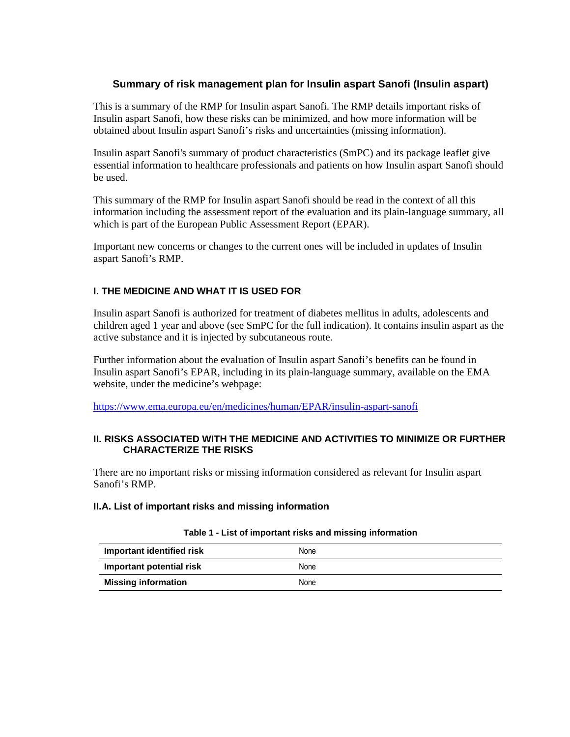# Summary of risk management plan for Insulin aspart Sanofi (Insulin aspart)

This is a summary of the RMP for Insulin aspart Sanofi. The RMP details important risks of Insulin aspart Sanofi, how these risks can be minimized, and how more information will be obtained about Insulin aspart Sanofi's risks and uncertainties (missing information).

Insulin aspart Sanofi's summary of product characteristics (SmPC) and its package leaflet give essential information to healthcare professionals and patients on how Insulin aspart Sanofi should be used.

This summary of the RMP for Insulin aspart Sanofi should be read in the context of all this information including the assessment report of the evaluation and its plain-language summary, all which is part of the European Public Assessment Report (EPAR).

Important new concerns or changes to the current ones will be included in updates of Insulin aspart Sanofi's RMP.

## I. THE MEDICINE AND WHAT IT IS USED FOR

Insulin aspart Sanofi is authorized for treatment of diabetes mellitus in adults, adolescents and children aged 1 year and above (see SmPC for the full indication). It contains insulin aspart as the active substance and it is injected by subcutaneous route.

Further information about the evaluation of Insulin aspart Sanofi's benefits can be found in Insulin aspart Sanofi's EPAR, including in its plain-language summary, available on the EMA website, under the medicine's webpage:

https://www.ema.europa.eu/en/medicines/human/EPAR/insulin-aspart-sanofi

## II. RISKS ASSOCIATED WITH THE MEDICINE AND ACTIVITIES TO MINIMIZE OR FURTHER CHARACTERIZE THE RISKS

There are no important risks or missing information considered as relevant for Insulin aspart Sanofi's RMP.

### II.A. List of important risks and missing information

**Table 1 - List of important risks and missing information**

| | |
|---|---|
| **Important identified risk** | None |
| **Important potential risk** | None |
| **Missing information** | None |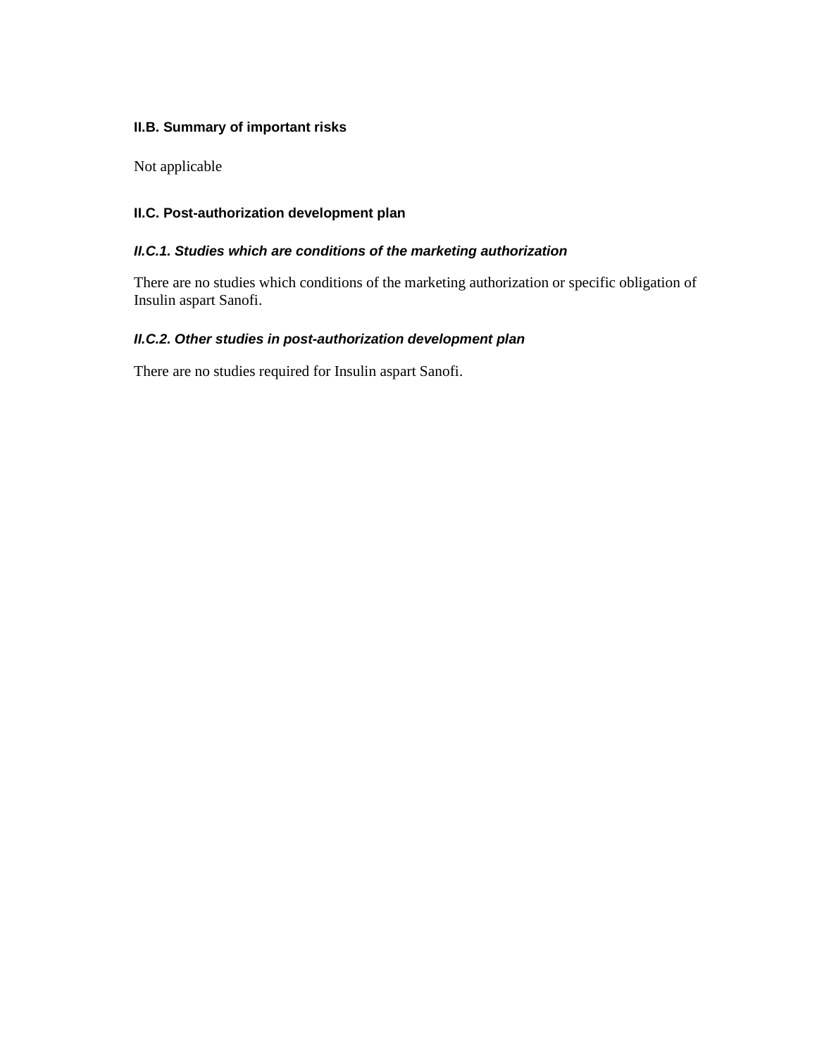### II.B. Summary of important risks

Not applicable

### II.C. Post-authorization development plan

#### *II.C.1. Studies which are conditions of the marketing authorization*

There are no studies which conditions of the marketing authorization or specific obligation of Insulin aspart Sanofi.

#### *II.C.2. Other studies in post-authorization development plan*

There are no studies required for Insulin aspart Sanofi.